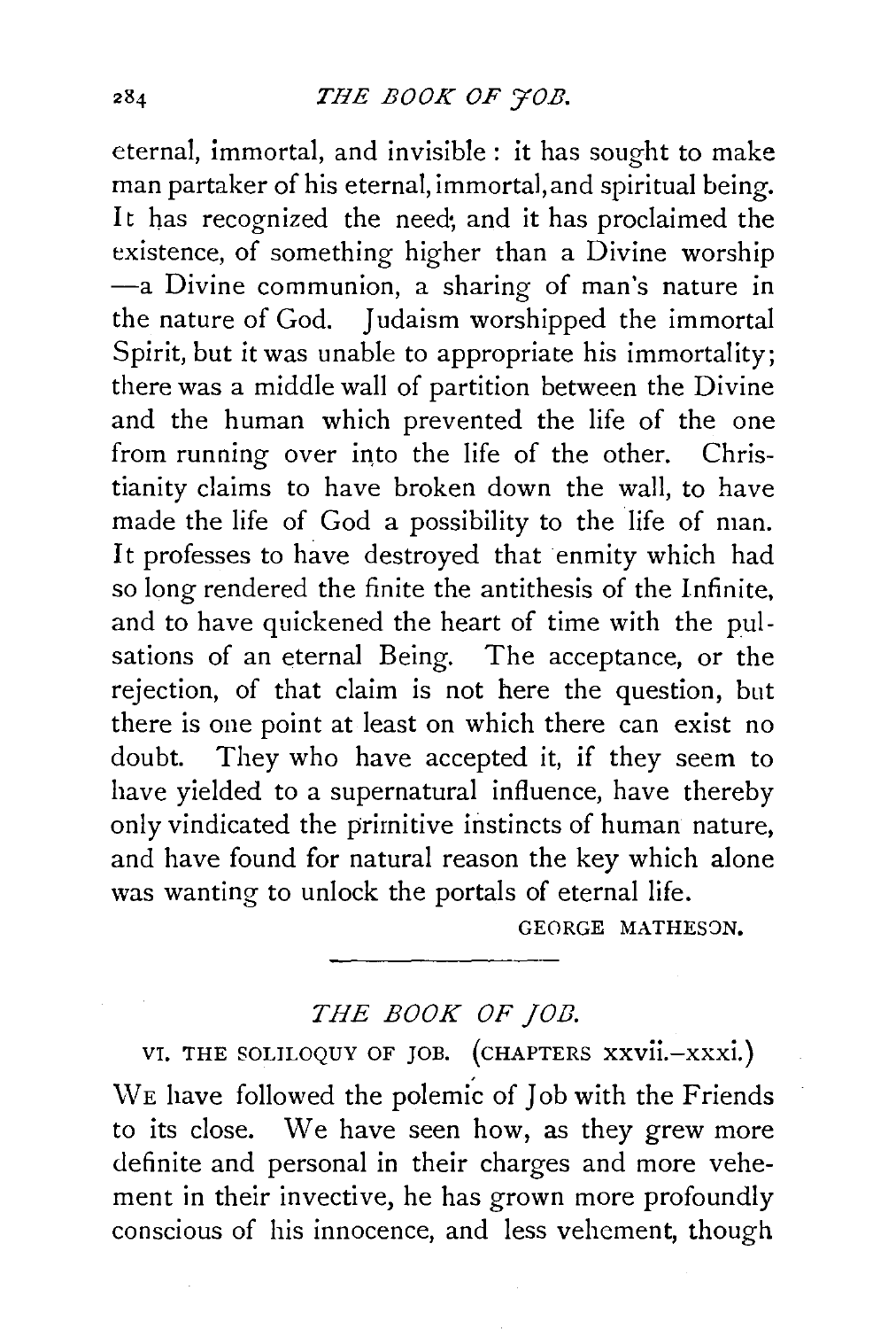eternal, immortal, and invisible : it has sought to make man partaker of his eternal, immortal, and spiritual being. It has recognized the need; and it has proclaimed the existence, of something higher than a Divine worship —a Divine communion, a sharing of man's nature in the nature of God. Judaism worshipped the immortal Spirit, but it was unable to appropriate his immortality; there was a middle wall of partition between the Divine and the human which prevented the life of the one from running over into the life of the other. Christianity claims to have broken down the wall, to have made the life of God a possibility to the life of man. It professes to have destroyed that enmity which had so long rendered the finite the antithesis of the Infinite, and to have quickened the heart of time with the pulsations of an eternal Being. The acceptance, or the rejection, of that claim is not here the question, but there is one point at least on which there can exist no doubt. They who have accepted it, if they seem to have yielded to a supernatural influence, have thereby only vindicated the primitive instincts of human nature, and have found for natural reason the key which alone was wanting to unlock the portals of eternal life.

GEORGE MATHESON.

---

## *THE BOOK OF JOB.*

### VI. THE SOLILOQUY OF JOB. (CHAPTERS xxvii.–xxxi.)

WE have followed the polemic of Job with the Friends to its close. We have seen how, as they grew more definite and personal in their charges and more vehement in their invective, he has grown more profoundly conscious of his innocence, and less vehement, though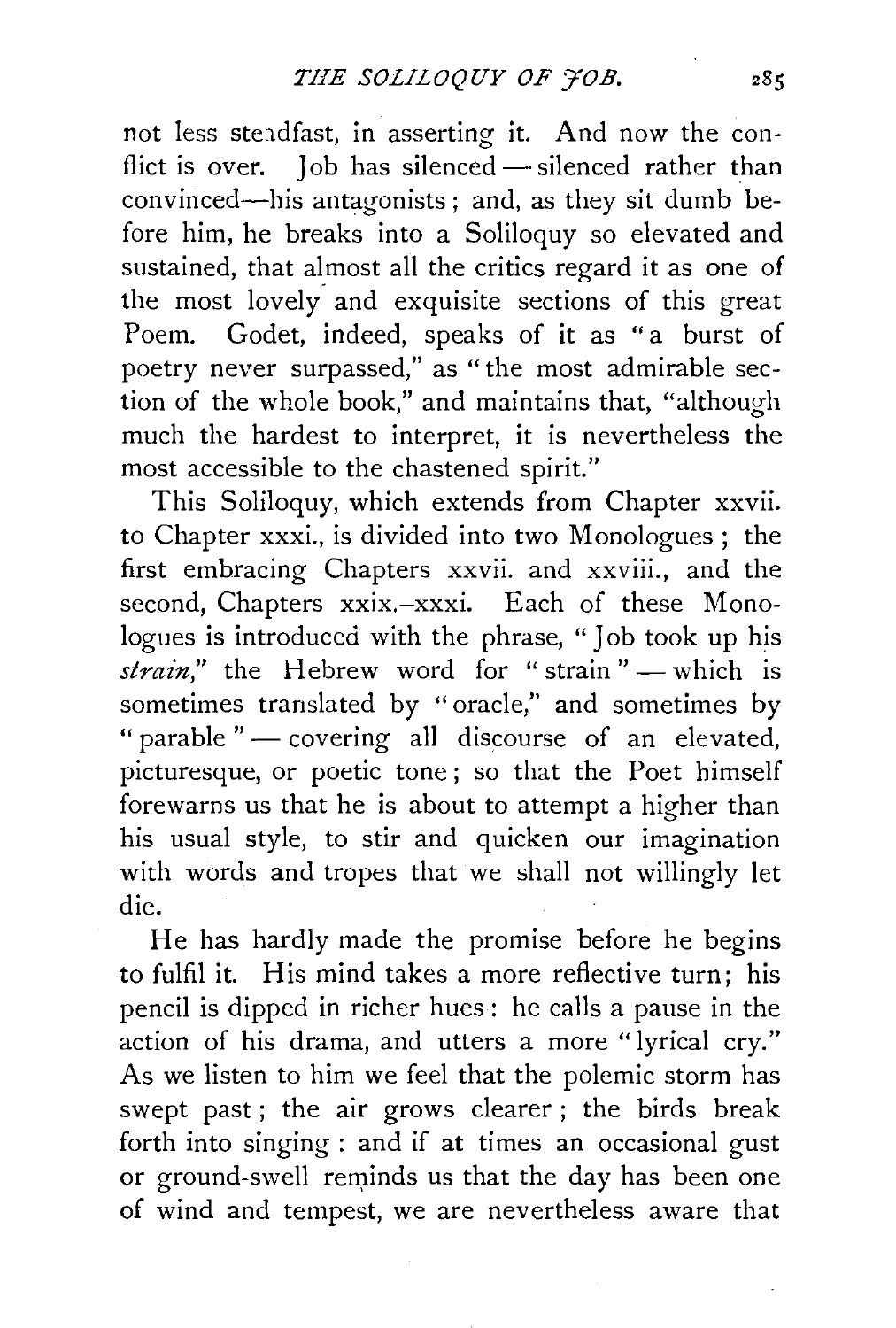not less steadfast, in asserting it. And now the conflict is over. Job has silenced — silenced rather than convinced—his antagonists; and, as they sit dumb before him, he breaks into a Soliloquy so elevated and sustained, that almost all the critics regard it as one of the most lovely and exquisite sections of this great Poem. Godet, indeed, speaks of it as "a burst of poetry never surpassed," as "the most admirable section of the whole book," and maintains that, "although much the hardest to interpret, it is nevertheless the most accessible to the chastened spirit."

This Soliloquy, which extends from Chapter xxvii. to Chapter xxxi., is divided into two Monologues; the first embracing Chapters xxvii. and xxviii., and the second, Chapters xxix.–xxxi. Each of these Monologues is introduced with the phrase, "Job took up his *strain*," the Hebrew word for "strain" — which is sometimes translated by "oracle," and sometimes by "parable" — covering all discourse of an elevated, picturesque, or poetic tone; so that the Poet himself forewarns us that he is about to attempt a higher than his usual style, to stir and quicken our imagination with words and tropes that we shall not willingly let die.

He has hardly made the promise before he begins to fulfil it. His mind takes a more reflective turn; his pencil is dipped in richer hues: he calls a pause in the action of his drama, and utters a more "lyrical cry." As we listen to him we feel that the polemic storm has swept past; the air grows clearer; the birds break forth into singing: and if at times an occasional gust or ground-swell reminds us that the day has been one of wind and tempest, we are nevertheless aware that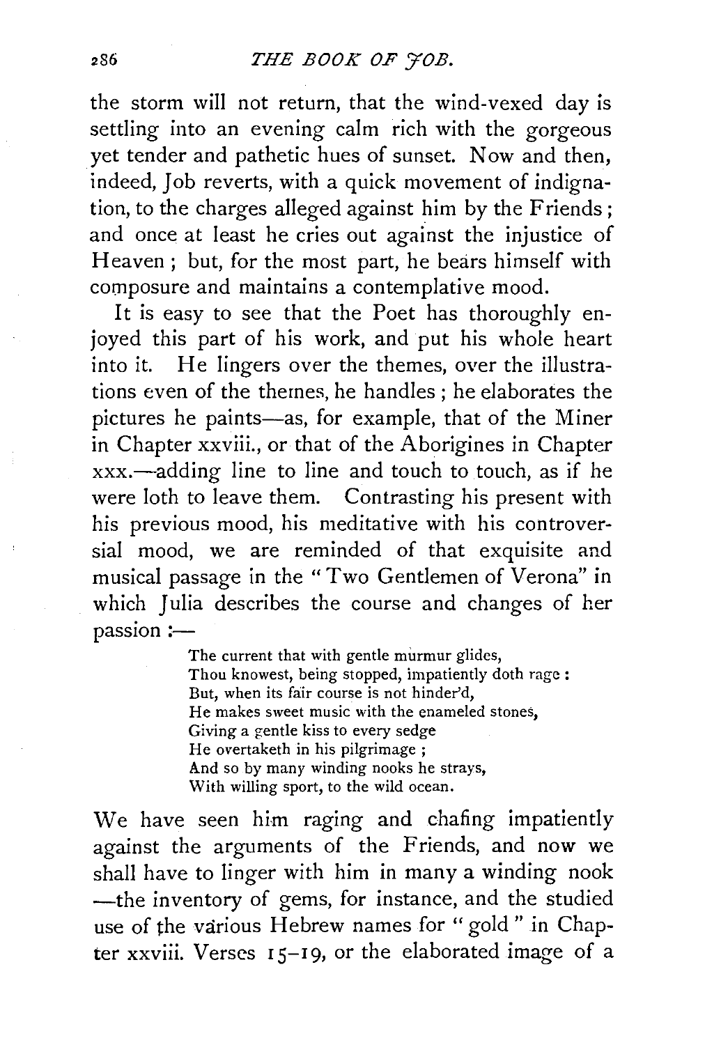the storm will not return, that the wind-vexed day is settling into an evening calm rich with the gorgeous yet tender and pathetic hues of sunset. Now and then, indeed, Job reverts, with a quick movement of indignation, to the charges alleged against him by the Friends; and once at least he cries out against the injustice of Heaven; but, for the most part, he bears himself with composure and maintains a contemplative mood.

It is easy to see that the Poet has thoroughly enjoyed this part of his work, and put his whole heart into it. He lingers over the themes, over the illustrations even of the themes, he handles; he elaborates the pictures he paints—as, for example, that of the Miner in Chapter xxviii., or that of the Aborigines in Chapter xxx.—adding line to line and touch to touch, as if he were loth to leave them. Contrasting his present with his previous mood, his meditative with his controversial mood, we are reminded of that exquisite and musical passage in the "Two Gentlemen of Verona" in which Julia describes the course and changes of her passion:—

> The current that with gentle murmur glides,
> Thou knowest, being stopped, impatiently doth rage:
> But, when its fair course is not hinder'd,
> He makes sweet music with the enameled stones,
> Giving a gentle kiss to every sedge
> He overtaketh in his pilgrimage;
> And so by many winding nooks he strays,
> With willing sport, to the wild ocean.

We have seen him raging and chafing impatiently against the arguments of the Friends, and now we shall have to linger with him in many a winding nook—the inventory of gems, for instance, and the studied use of the various Hebrew names for "gold" in Chapter xxviii. Verses 15–19, or the elaborated image of a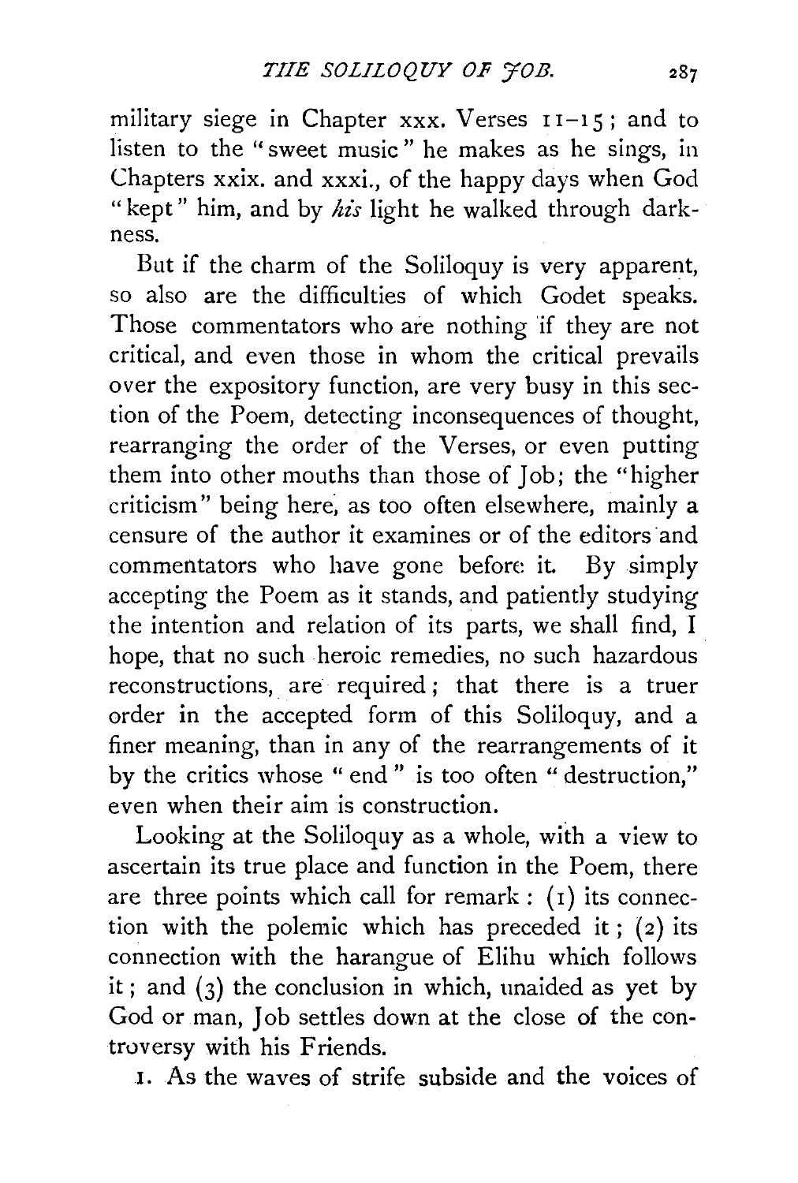military siege in Chapter xxx. Verses 11–15; and to listen to the "sweet music" he makes as he sings, in Chapters xxix. and xxxi., of the happy days when God "kept" him, and by *his* light he walked through darkness.

But if the charm of the Soliloquy is very apparent, so also are the difficulties of which Godet speaks. Those commentators who are nothing if they are not critical, and even those in whom the critical prevails over the expository function, are very busy in this section of the Poem, detecting inconsequences of thought, rearranging the order of the Verses, or even putting them into other mouths than those of Job; the "higher criticism" being here, as too often elsewhere, mainly a censure of the author it examines or of the editors and commentators who have gone before it. By simply accepting the Poem as it stands, and patiently studying the intention and relation of its parts, we shall find, I hope, that no such heroic remedies, no such hazardous reconstructions, are required; that there is a truer order in the accepted form of this Soliloquy, and a finer meaning, than in any of the rearrangements of it by the critics whose "end" is too often "destruction," even when their aim is construction.

Looking at the Soliloquy as a whole, with a view to ascertain its true place and function in the Poem, there are three points which call for remark: (1) its connection with the polemic which has preceded it; (2) its connection with the harangue of Elihu which follows it; and (3) the conclusion in which, unaided as yet by God or man, Job settles down at the close of the controversy with his Friends.

1. As the waves of strife subside and the voices of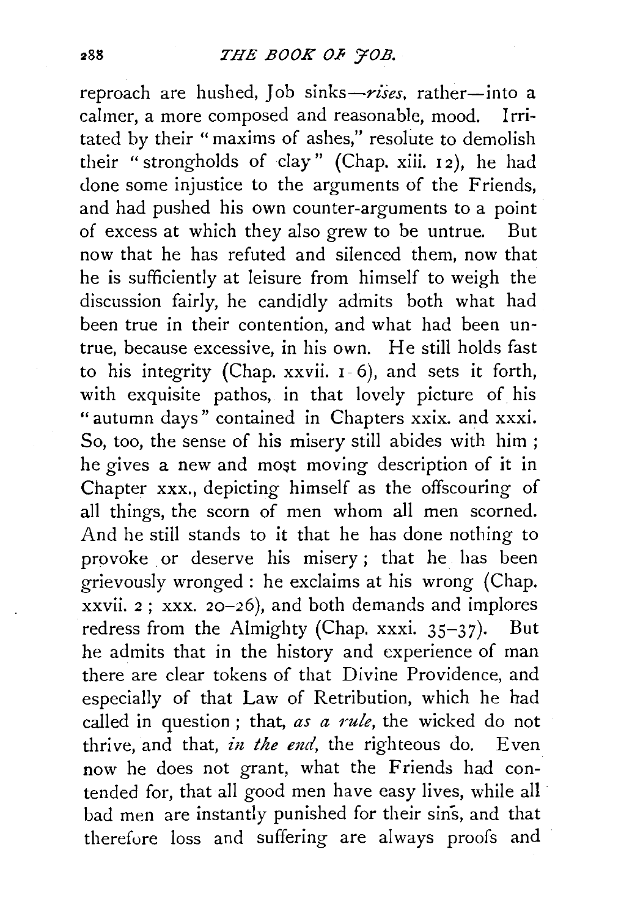reproach are hushed, Job sinks—*rises*, rather—into a calmer, a more composed and reasonable, mood. Irritated by their "maxims of ashes," resolute to demolish their "strongholds of clay" (Chap. xiii. 12), he had done some injustice to the arguments of the Friends, and had pushed his own counter-arguments to a point of excess at which they also grew to be untrue. But now that he has refuted and silenced them, now that he is sufficiently at leisure from himself to weigh the discussion fairly, he candidly admits both what had been true in their contention, and what had been untrue, because excessive, in his own. He still holds fast to his integrity (Chap. xxvii. 1-6), and sets it forth, with exquisite pathos, in that lovely picture of his "autumn days" contained in Chapters xxix. and xxxi. So, too, the sense of his misery still abides with him; he gives a new and most moving description of it in Chapter xxx., depicting himself as the offscouring of all things, the scorn of men whom all men scorned. And he still stands to it that he has done nothing to provoke or deserve his misery; that he has been grievously wronged: he exclaims at his wrong (Chap. xxvii. 2; xxx. 20–26), and both demands and implores redress from the Almighty (Chap. xxxi. 35–37). But he admits that in the history and experience of man there are clear tokens of that Divine Providence, and especially of that Law of Retribution, which he had called in question; that, *as a rule*, the wicked do not thrive, and that, *in the end*, the righteous do. Even now he does not grant, what the Friends had contended for, that all good men have easy lives, while all bad men are instantly punished for their sins, and that therefore loss and suffering are always proofs and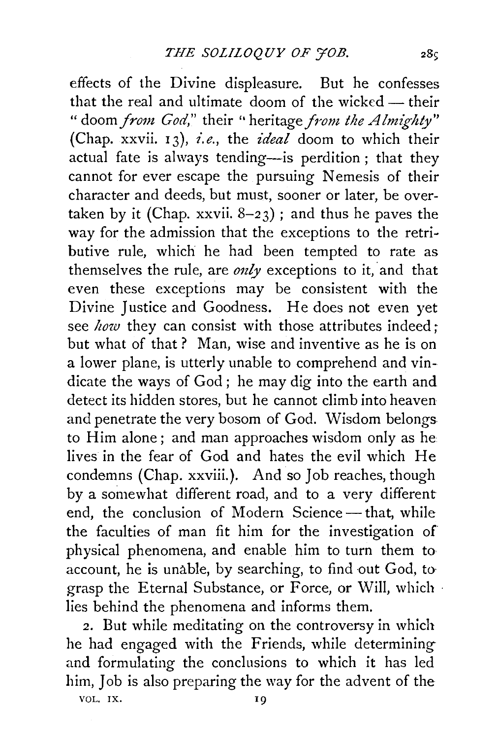effects of the Divine displeasure. But he confesses that the real and ultimate doom of the wicked — their "doom *from God*," their "heritage *from the Almighty*" (Chap. xxvii. 13), *i.e.*, the *ideal* doom to which their actual fate is always tending—is perdition; that they cannot for ever escape the pursuing Nemesis of their character and deeds, but must, sooner or later, be overtaken by it (Chap. xxvii. 8–23); and thus he paves the way for the admission that the exceptions to the retributive rule, which he had been tempted to rate as themselves the rule, are *only* exceptions to it, and that even these exceptions may be consistent with the Divine Justice and Goodness. He does not even yet see *how* they can consist with those attributes indeed; but what of that? Man, wise and inventive as he is on a lower plane, is utterly unable to comprehend and vindicate the ways of God; he may dig into the earth and detect its hidden stores, but he cannot climb into heaven and penetrate the very bosom of God. Wisdom belongs to Him alone; and man approaches wisdom only as he lives in the fear of God and hates the evil which He condemns (Chap. xxviii.). And so Job reaches, though by a somewhat different road, and to a very different end, the conclusion of Modern Science — that, while the faculties of man fit him for the investigation of physical phenomena, and enable him to turn them to account, he is unable, by searching, to find out God, to grasp the Eternal Substance, or Force, or Will, which lies behind the phenomena and informs them.

2. But while meditating on the controversy in which he had engaged with the Friends, while determining and formulating the conclusions to which it has led him, Job is also preparing the way for the advent of the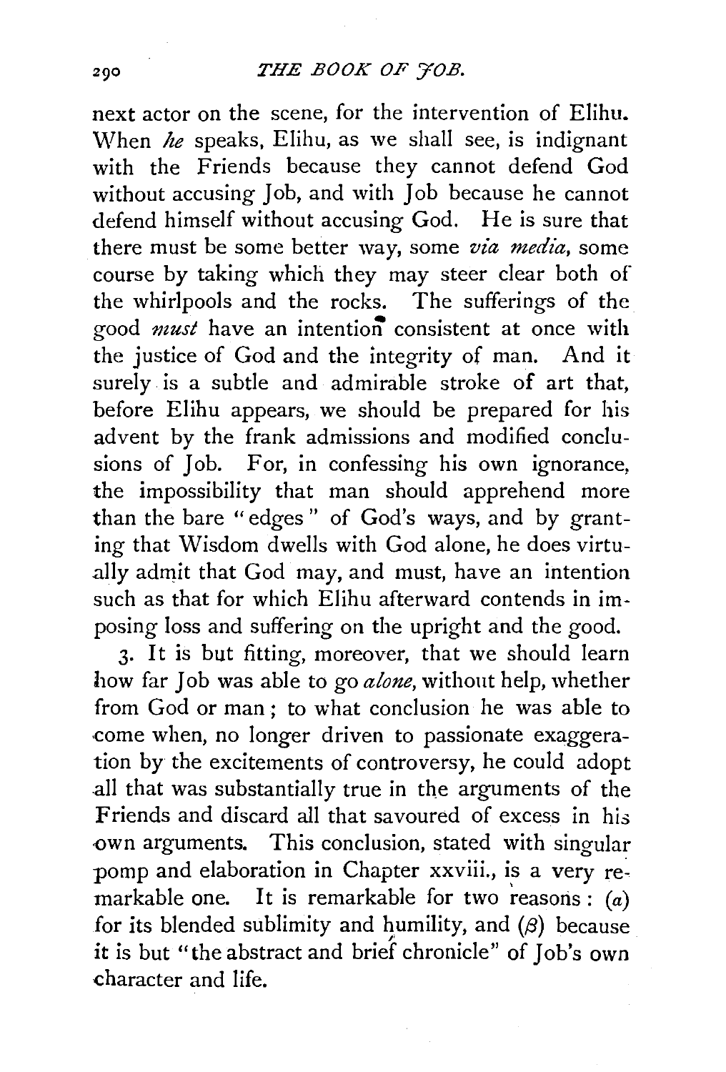next actor on the scene, for the intervention of Elihu. When *he* speaks, Elihu, as we shall see, is indignant with the Friends because they cannot defend God without accusing Job, and with Job because he cannot defend himself without accusing God. He is sure that there must be some better way, some *via media*, some course by taking which they may steer clear both of the whirlpools and the rocks. The sufferings of the good *must* have an intention consistent at once with the justice of God and the integrity of man. And it surely is a subtle and admirable stroke of art that, before Elihu appears, we should be prepared for his advent by the frank admissions and modified conclusions of Job. For, in confessing his own ignorance, the impossibility that man should apprehend more than the bare "edges" of God's ways, and by granting that Wisdom dwells with God alone, he does virtually admit that God may, and must, have an intention such as that for which Elihu afterward contends in imposing loss and suffering on the upright and the good.

3. It is but fitting, moreover, that we should learn how far Job was able to go *alone*, without help, whether from God or man; to what conclusion he was able to come when, no longer driven to passionate exaggeration by the excitements of controversy, he could adopt all that was substantially true in the arguments of the Friends and discard all that savoured of excess in his own arguments. This conclusion, stated with singular pomp and elaboration in Chapter xxviii., is a very remarkable one. It is remarkable for two reasons: (*a*) for its blended sublimity and humility, and (*β*) because it is but "the abstract and brief chronicle" of Job's own character and life.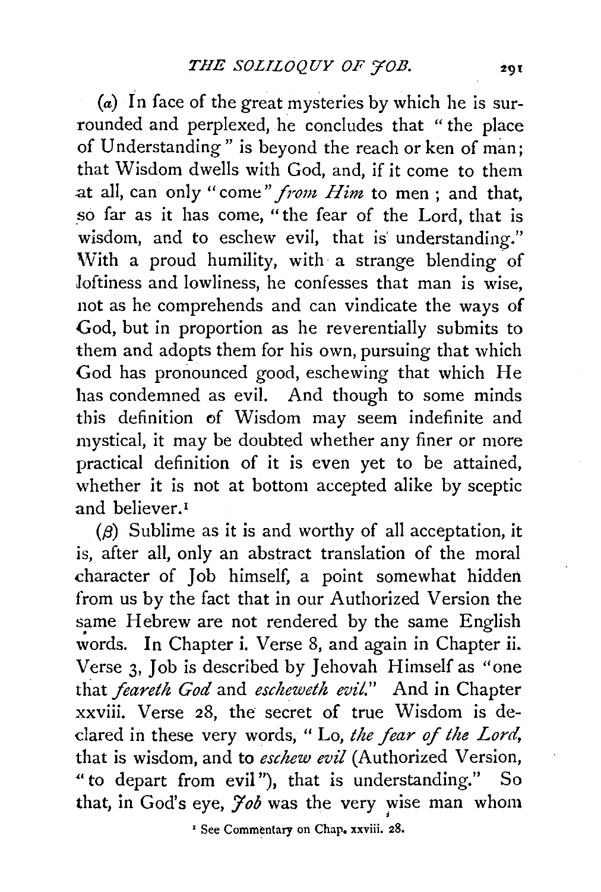(*α*) In face of the great mysteries by which he is surrounded and perplexed, he concludes that "the place of Understanding" is beyond the reach or ken of man; that Wisdom dwells with God, and, if it come to them at all, can only "come" *from Him* to men; and that, so far as it has come, "the fear of the Lord, that is wisdom, and to eschew evil, that is understanding." With a proud humility, with a strange blending of loftiness and lowliness, he confesses that man is wise, not as he comprehends and can vindicate the ways of God, but in proportion as he reverentially submits to them and adopts them for his own, pursuing that which God has pronounced good, eschewing that which He has condemned as evil. And though to some minds this definition of Wisdom may seem indefinite and mystical, it may be doubted whether any finer or more practical definition of it is even yet to be attained, whether it is not at bottom accepted alike by sceptic and believer.[1]

(*β*) Sublime as it is and worthy of all acceptation, it is, after all, only an abstract translation of the moral character of Job himself, a point somewhat hidden from us by the fact that in our Authorized Version the same Hebrew are not rendered by the same English words. In Chapter i. Verse 8, and again in Chapter ii. Verse 3, Job is described by Jehovah Himself as "one that *feareth God* and *escheweth evil*." And in Chapter xxviii. Verse 28, the secret of true Wisdom is declared in these very words, "Lo, *the fear of the Lord*, that is wisdom, and to *eschew evil* (Authorized Version, "to depart from evil"), that is understanding." So that, in God's eye, *Job* was the very wise man whom

[1] See Commentary on Chap. xxviii. 28.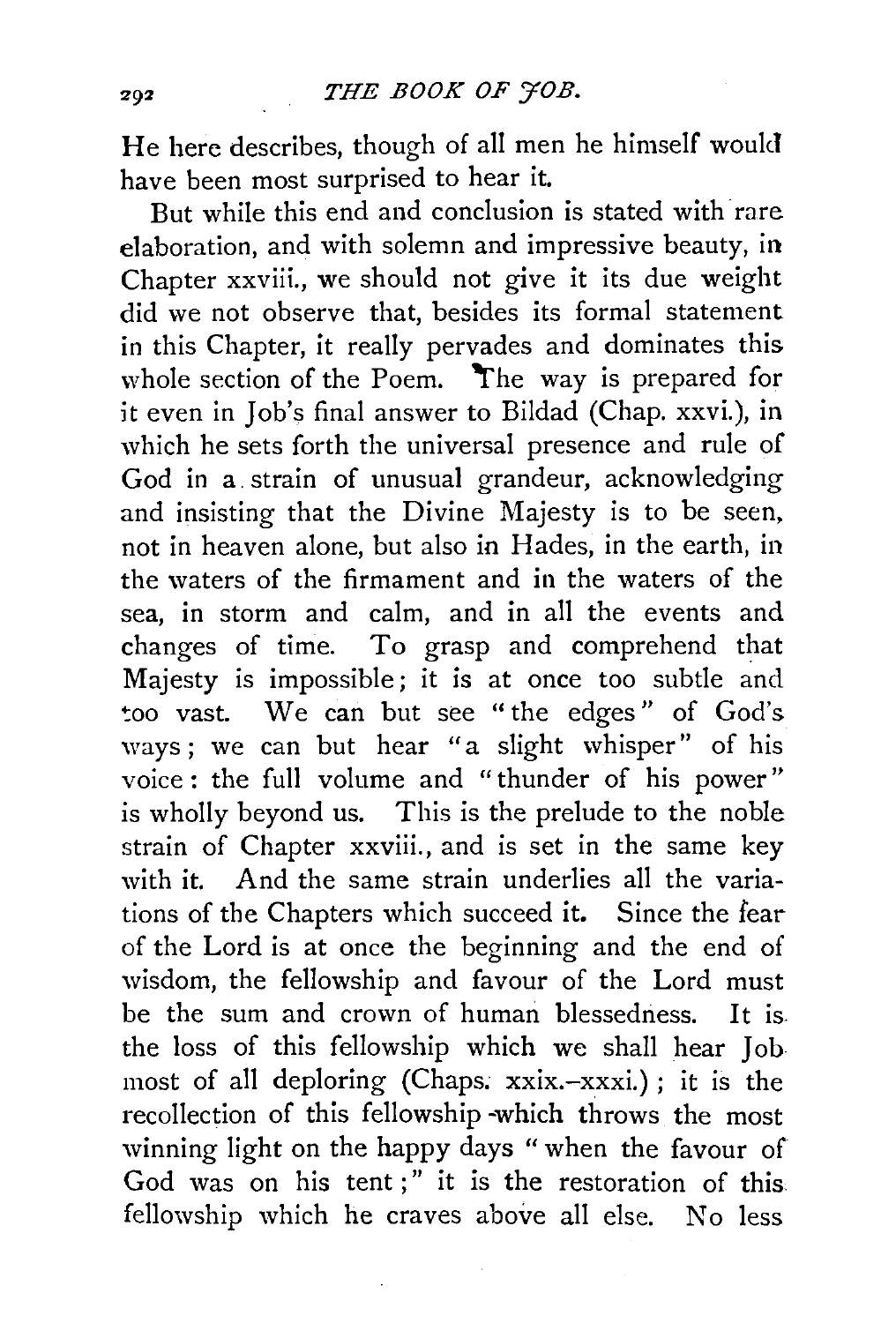He here describes, though of all men he himself would have been most surprised to hear it.

But while this end and conclusion is stated with rare elaboration, and with solemn and impressive beauty, in Chapter xxviii., we should not give it its due weight did we not observe that, besides its formal statement in this Chapter, it really pervades and dominates this whole section of the Poem. The way is prepared for it even in Job's final answer to Bildad (Chap. xxvi.), in which he sets forth the universal presence and rule of God in a strain of unusual grandeur, acknowledging and insisting that the Divine Majesty is to be seen, not in heaven alone, but also in Hades, in the earth, in the waters of the firmament and in the waters of the sea, in storm and calm, and in all the events and changes of time. To grasp and comprehend that Majesty is impossible; it is at once too subtle and too vast. We can but see "the edges" of God's ways; we can but hear "a slight whisper" of his voice: the full volume and "thunder of his power" is wholly beyond us. This is the prelude to the noble strain of Chapter xxviii., and is set in the same key with it. And the same strain underlies all the variations of the Chapters which succeed it. Since the fear of the Lord is at once the beginning and the end of wisdom, the fellowship and favour of the Lord must be the sum and crown of human blessedness. It is the loss of this fellowship which we shall hear Job most of all deploring (Chaps. xxix.–xxxi.); it is the recollection of this fellowship which throws the most winning light on the happy days "when the favour of God was on his tent;" it is the restoration of this fellowship which he craves above all else. No less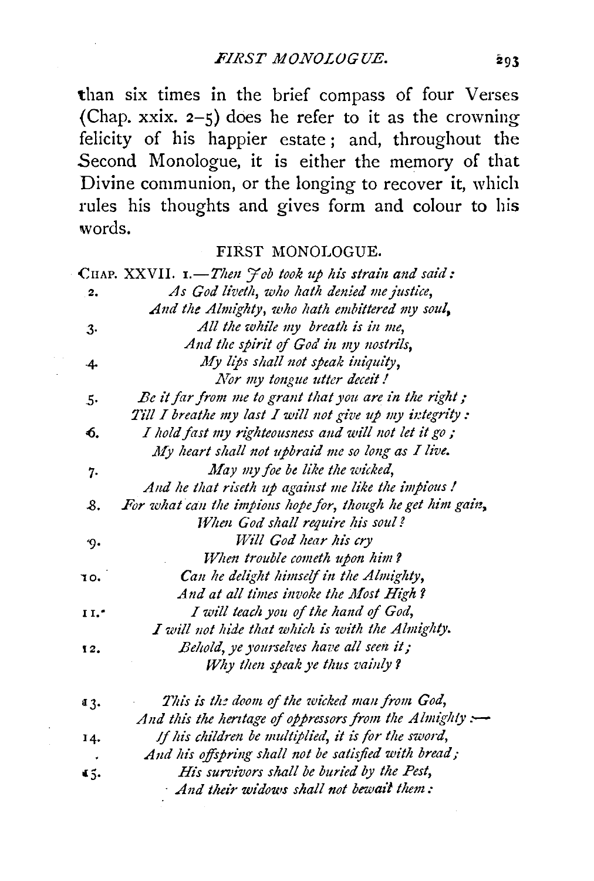than six times in the brief compass of four Verses (Chap. xxix. 2–5) does he refer to it as the crowning felicity of his happier estate; and, throughout the Second Monologue, it is either the memory of that Divine communion, or the longing to recover it, which rules his thoughts and gives form and colour to his words.

## FIRST MONOLOGUE.

CHAP. XXVII. 1.—*Then Job took up his strain and said:*

2. *As God liveth, who hath denied me justice,*
*And the Almighty, who hath embittered my soul,*

3. *All the while my breath is in me,*
*And the spirit of God in my nostrils,*

4. *My lips shall not speak iniquity,*
*Nor my tongue utter deceit!*

5. *Be it far from me to grant that you are in the right;*
*Till I breathe my last I will not give up my integrity:*

6. *I hold fast my righteousness and will not let it go;*
*My heart shall not upbraid me so long as I live.*

7. *May my foe be like the wicked,*
*And he that riseth up against me like the impious!*

8. *For what can the impious hope for, though he get him gain,*
*When God shall require his soul?*

9. *Will God hear his cry*
*When trouble cometh upon him?*

10. *Can he delight himself in the Almighty,*
*And at all times invoke the Most High?*

11. *I will teach you of the hand of God,*
*I will not hide that which is with the Almighty.*

12. *Behold, ye yourselves have all seen it;*
*Why then speak ye thus vainly?*

13. *This is the doom of the wicked man from God,*
*And this the heritage of oppressors from the Almighty:—*

14. *If his children be multiplied, it is for the sword,*
*And his offspring shall not be satisfied with bread;*

15. *His survivors shall be buried by the Pest,*
*And their widows shall not bewail them:*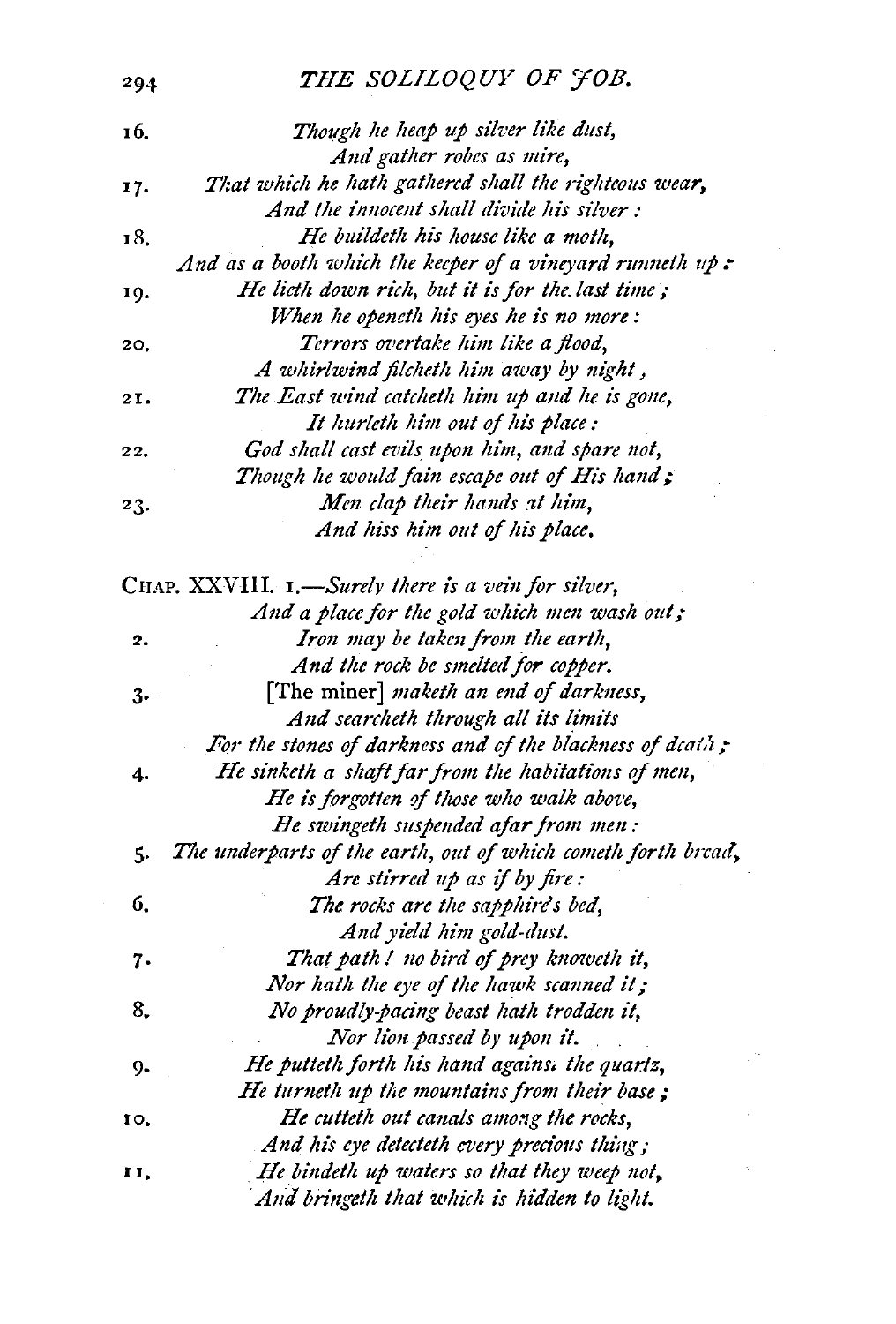16. *Though he heap up silver like dust,*
*And gather robes as mire,*

17. *That which he hath gathered shall the righteous wear,*
*And the innocent shall divide his silver :*

18. *He buildeth his house like a moth,*
*And as a booth which the keeper of a vineyard runneth up :*

19. *He lieth down rich, but it is for the last time ;*
*When he openeth his eyes he is no more :*

20. *Terrors overtake him like a flood,*
*A whirlwind filcheth him away by night,*

21. *The East wind catcheth him up and he is gone,*
*It hurleth him out of his place :*

22. *God shall cast evils upon him, and spare not,*
*Though he would fain escape out of His hand ;*

23. *Men clap their hands at him,*
*And hiss him out of his place.*

CHAP. XXVIII. 1.—*Surely there is a vein for silver,*
*And a place for the gold which men wash out ;*

2. *Iron may be taken from the earth,*
*And the rock be smelted for copper.*

3. [The miner] *maketh an end of darkness,*
*And searcheth through all its limits*
*For the stones of darkness and of the blackness of death ;*

4. *He sinketh a shaft far from the habitations of men,*
*He is forgotten of those who walk above,*
*He swingeth suspended afar from men :*

5. *The underparts of the earth, out of which cometh forth bread,*
*Are stirred up as if by fire :*

6. *The rocks are the sapphire's bed,*
*And yield him gold-dust.*

7. *That path ! no bird of prey knoweth it,*
*Nor hath the eye of the hawk scanned it ;*

8. *No proudly-pacing beast hath trodden it,*
*Nor lion passed by upon it.*

9. *He putteth forth his hand against the quartz,*
*He turneth up the mountains from their base ;*

10. *He cutteth out canals among the rocks,*
*And his eye detecteth every precious thing ;*

11. *He bindeth up waters so that they weep not,*
*And bringeth that which is hidden to light.*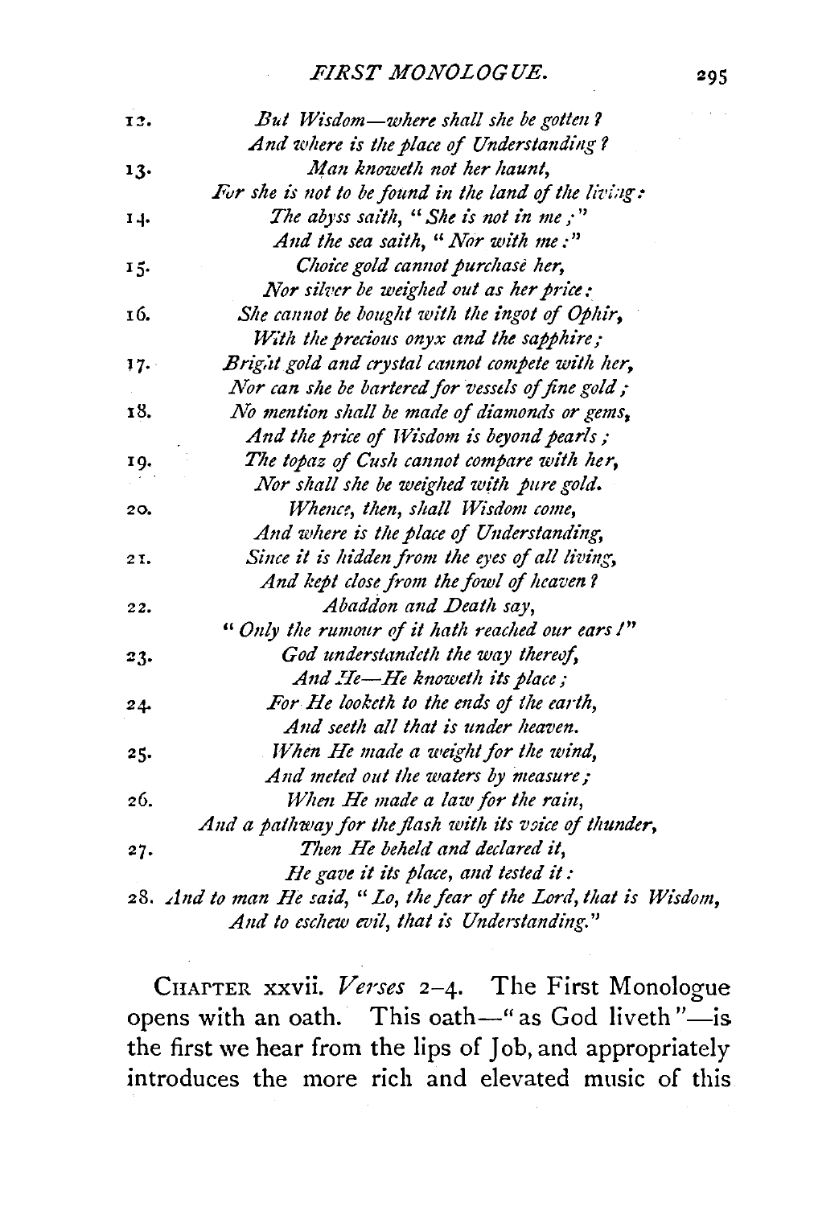12. *But Wisdom—where shall she be gotten?*
*And where is the place of Understanding?*

13. *Man knoweth not her haunt,*
*For she is not to be found in the land of the living:*

14. *The abyss saith, "She is not in me;"*
*And the sea saith, "Nor with me:"*

15. *Choice gold cannot purchase her,*
*Nor silver be weighed out as her price:*

16. *She cannot be bought with the ingot of Ophir,*
*With the precious onyx and the sapphire;*

17. *Bright gold and crystal cannot compete with her,*
*Nor can she be bartered for vessels of fine gold;*

18. *No mention shall be made of diamonds or gems,*
*And the price of Wisdom is beyond pearls;*

19. *The topaz of Cush cannot compare with her,*
*Nor shall she be weighed with pure gold.*

20. *Whence, then, shall Wisdom come,*
*And where is the place of Understanding,*

21. *Since it is hidden from the eyes of all living,*
*And kept close from the fowl of heaven?*

22. *Abaddon and Death say,*
*"Only the rumour of it hath reached our ears!"*

23. *God understandeth the way thereof,*
*And He—He knoweth its place;*

24. *For He looketh to the ends of the earth,*
*And seeth all that is under heaven.*

25. *When He made a weight for the wind,*
*And meted out the waters by measure;*

26. *When He made a law for the rain,*
*And a pathway for the flash with its voice of thunder,*

27. *Then He beheld and declared it,*
*He gave it its place, and tested it:*

28. *And to man He said, "Lo, the fear of the Lord, that is Wisdom,*
*And to eschew evil, that is Understanding."*

CHAPTER xxvii. *Verses* 2–4. The First Monologue opens with an oath. This oath—"as God liveth"—is the first we hear from the lips of Job, and appropriately introduces the more rich and elevated music of this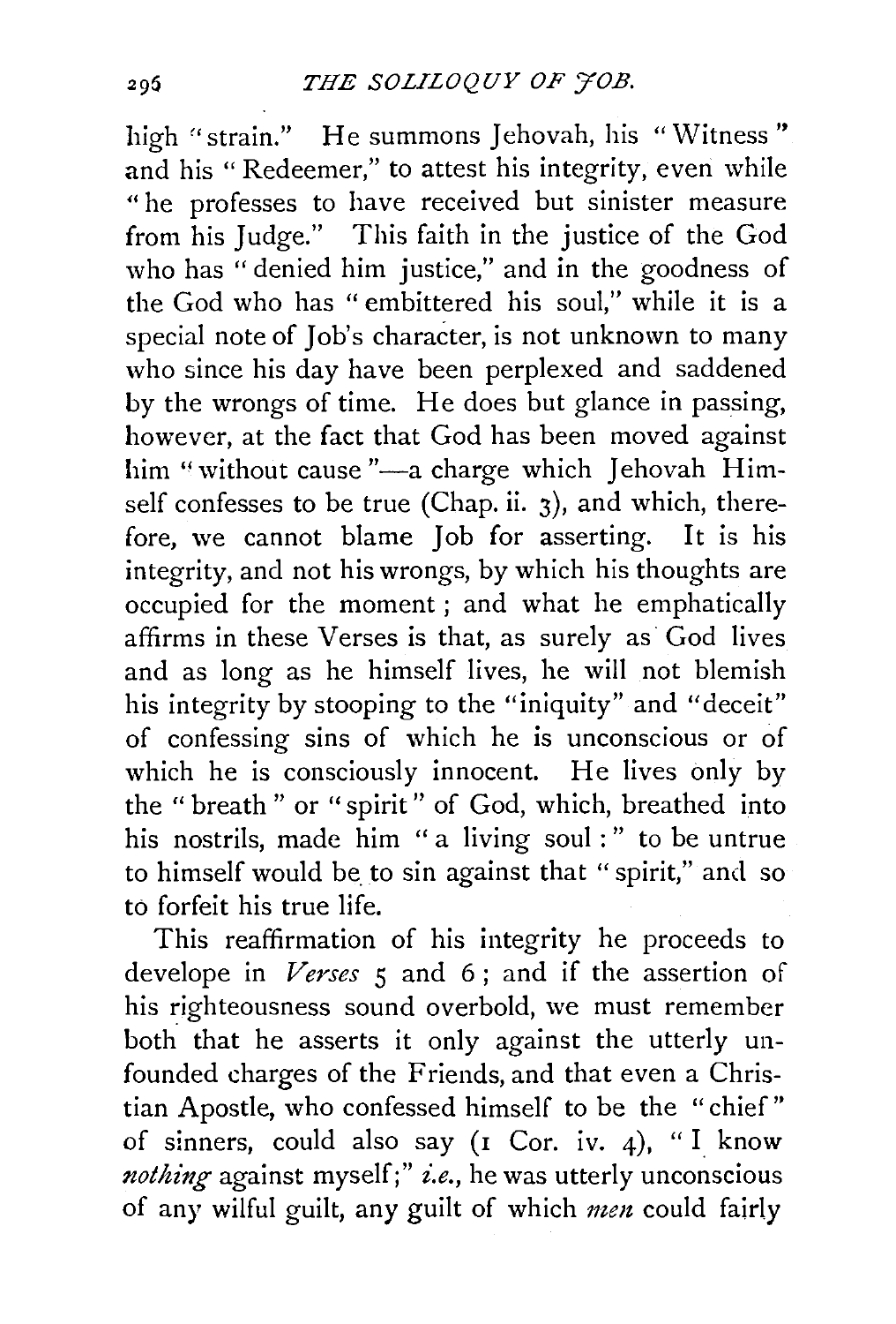high "strain." He summons Jehovah, his "Witness" and his "Redeemer," to attest his integrity, even while "he professes to have received but sinister measure from his Judge." This faith in the justice of the God who has "denied him justice," and in the goodness of the God who has "embittered his soul," while it is a special note of Job's character, is not unknown to many who since his day have been perplexed and saddened by the wrongs of time. He does but glance in passing, however, at the fact that God has been moved against him "without cause"—a charge which Jehovah Himself confesses to be true (Chap. ii. 3), and which, therefore, we cannot blame Job for asserting. It is his integrity, and not his wrongs, by which his thoughts are occupied for the moment; and what he emphatically affirms in these Verses is that, as surely as God lives and as long as he himself lives, he will not blemish his integrity by stooping to the "iniquity" and "deceit" of confessing sins of which he is unconscious or of which he is consciously innocent. He lives only by the "breath" or "spirit" of God, which, breathed into his nostrils, made him "a living soul:" to be untrue to himself would be to sin against that "spirit," and so to forfeit his true life.

This reaffirmation of his integrity he proceeds to develope in *Verses* 5 and 6; and if the assertion of his righteousness sound overbold, we must remember both that he asserts it only against the utterly unfounded charges of the Friends, and that even a Christian Apostle, who confessed himself to be the "chief" of sinners, could also say (1 Cor. iv. 4), "I know *nothing* against myself;" *i.e.*, he was utterly unconscious of any wilful guilt, any guilt of which *men* could fairly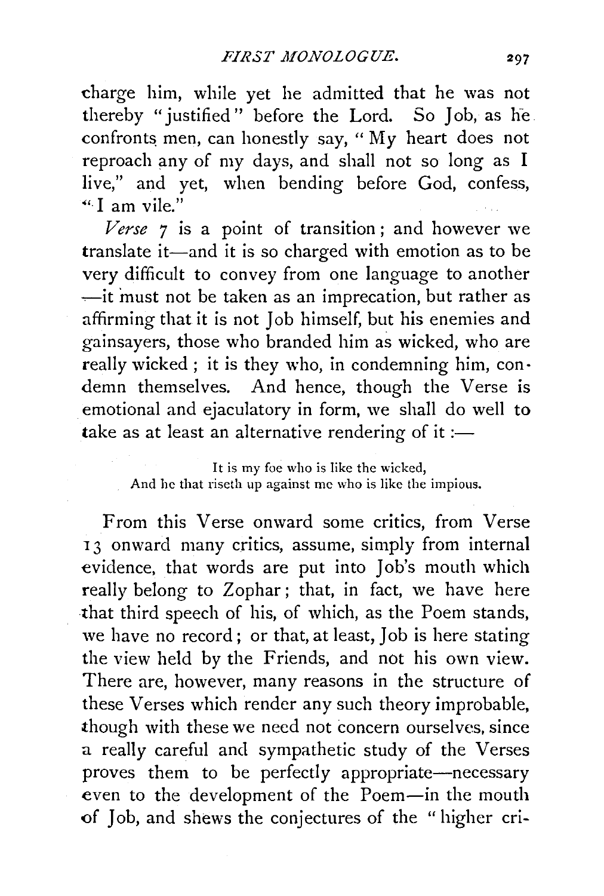charge him, while yet he admitted that he was not thereby "justified" before the Lord. So Job, as he confronts men, can honestly say, "My heart does not reproach any of my days, and shall not so long as I live," and yet, when bending before God, confess, "I am vile."

*Verse* 7 is a point of transition; and however we translate it—and it is so charged with emotion as to be very difficult to convey from one language to another—it must not be taken as an imprecation, but rather as affirming that it is not Job himself, but his enemies and gainsayers, those who branded him as wicked, who are really wicked; it is they who, in condemning him, condemn themselves. And hence, though the Verse is emotional and ejaculatory in form, we shall do well to take as at least an alternative rendering of it :—

> It is my foe who is like the wicked,
> And he that riseth up against me who is like the impious.

From this Verse onward some critics, from Verse 13 onward many critics, assume, simply from internal evidence, that words are put into Job's mouth which really belong to Zophar; that, in fact, we have here that third speech of his, of which, as the Poem stands, we have no record; or that, at least, Job is here stating the view held by the Friends, and not his own view. There are, however, many reasons in the structure of these Verses which render any such theory improbable, though with these we need not concern ourselves, since a really careful and sympathetic study of the Verses proves them to be perfectly appropriate—necessary even to the development of the Poem—in the mouth of Job, and shews the conjectures of the "higher cri-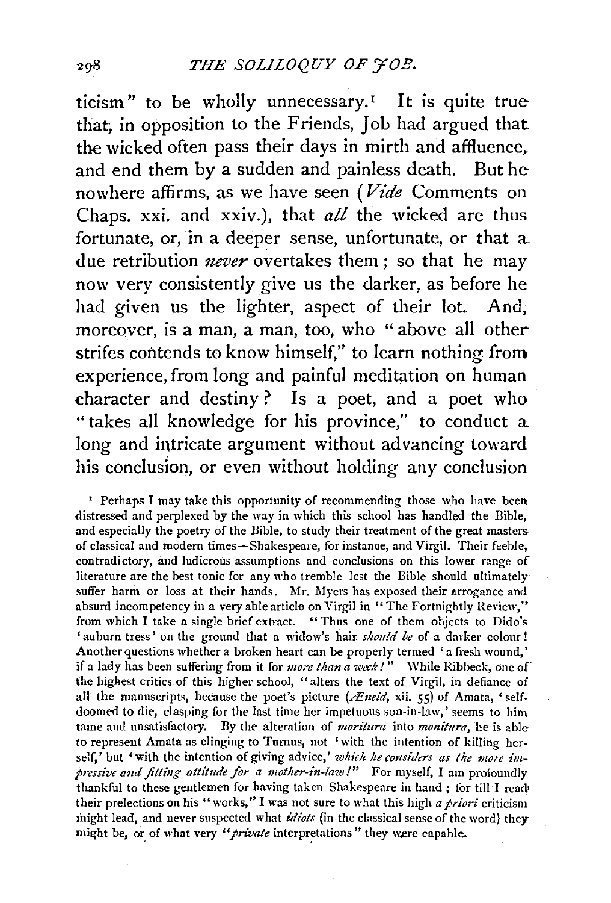ticism" to be wholly unnecessary.[1] It is quite true that, in opposition to the Friends, Job had argued that the wicked often pass their days in mirth and affluence, and end them by a sudden and painless death. But he nowhere affirms, as we have seen (*Vide* Comments on Chaps. xxi. and xxiv.), that *all* the wicked are thus fortunate, or, in a deeper sense, unfortunate, or that a due retribution *never* overtakes them; so that he may now very consistently give us the darker, as before he had given us the lighter, aspect of their lot. And, moreover, is a man, a man, too, who "above all other strifes contends to know himself," to learn nothing from experience, from long and painful meditation on human character and destiny? Is a poet, and a poet who "takes all knowledge for his province," to conduct a long and intricate argument without advancing toward his conclusion, or even without holding any conclusion

[1] Perhaps I may take this opportunity of recommending those who have been distressed and perplexed by the way in which this school has handled the Bible, and especially the poetry of the Bible, to study their treatment of the great masters of classical and modern times—Shakespeare, for instance, and Virgil. Their feeble, contradictory, and ludicrous assumptions and conclusions on this lower range of literature are the best tonic for any who tremble lest the Bible should ultimately suffer harm or loss at their hands. Mr. Myers has exposed their arrogance and absurd incompetency in a very able article on Virgil in "The Fortnightly Review," from which I take a single brief extract. "Thus one of them objects to Dido's 'auburn tress' on the ground that a widow's hair *should be* of a darker colour! Another questions whether a broken heart can be properly termed 'a fresh wound,' if a lady has been suffering from it for *more than a week!*" While Ribbeck, one of the highest critics of this higher school, "alters the text of Virgil, in defiance of all the manuscripts, because the poet's picture (*Æneid*, xii. 55) of Amata, 'self-doomed to die, clasping for the last time her impetuous son-in-law,' seems to him tame and unsatisfactory. By the alteration of *moritura* into *monitura*, he is able to represent Amata as clinging to Turnus, not 'with the intention of killing herself,' but 'with the intention of giving advice,' *which he considers as the more impressive and fitting attitude for a mother-in-law!*" For myself, I am profoundly thankful to these gentlemen for having taken Shakespeare in hand; for till I read their prelections on his "works," I was not sure to what this high *a priori* criticism might lead, and never suspected what *idiots* (in the classical sense of the word) they might be, or of what very "*private* interpretations" they were capable.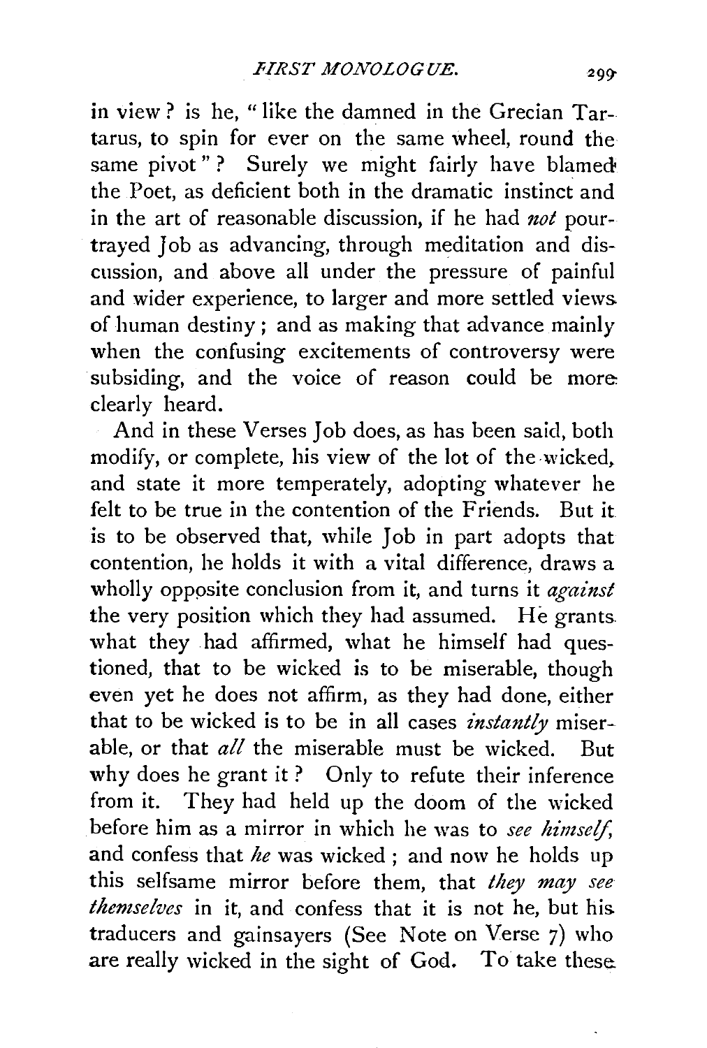in view? is he, "like the damned in the Grecian Tartarus, to spin for ever on the same wheel, round the same pivot"? Surely we might fairly have blamed the Poet, as deficient both in the dramatic instinct and in the art of reasonable discussion, if he had *not* pourtrayed Job as advancing, through meditation and discussion, and above all under the pressure of painful and wider experience, to larger and more settled views of human destiny; and as making that advance mainly when the confusing excitements of controversy were subsiding, and the voice of reason could be more clearly heard.

And in these Verses Job does, as has been said, both modify, or complete, his view of the lot of the wicked, and state it more temperately, adopting whatever he felt to be true in the contention of the Friends. But it is to be observed that, while Job in part adopts that contention, he holds it with a vital difference, draws a wholly opposite conclusion from it, and turns it *against* the very position which they had assumed. He grants what they had affirmed, what he himself had questioned, that to be wicked is to be miserable, though even yet he does not affirm, as they had done, either that to be wicked is to be in all cases *instantly* miserable, or that *all* the miserable must be wicked. But why does he grant it? Only to refute their inference from it. They had held up the doom of the wicked before him as a mirror in which he was to *see himself*, and confess that *he* was wicked; and now he holds up this selfsame mirror before them, that *they may see themselves* in it, and confess that it is not he, but his traducers and gainsayers (See Note on Verse 7) who are really wicked in the sight of God. To take these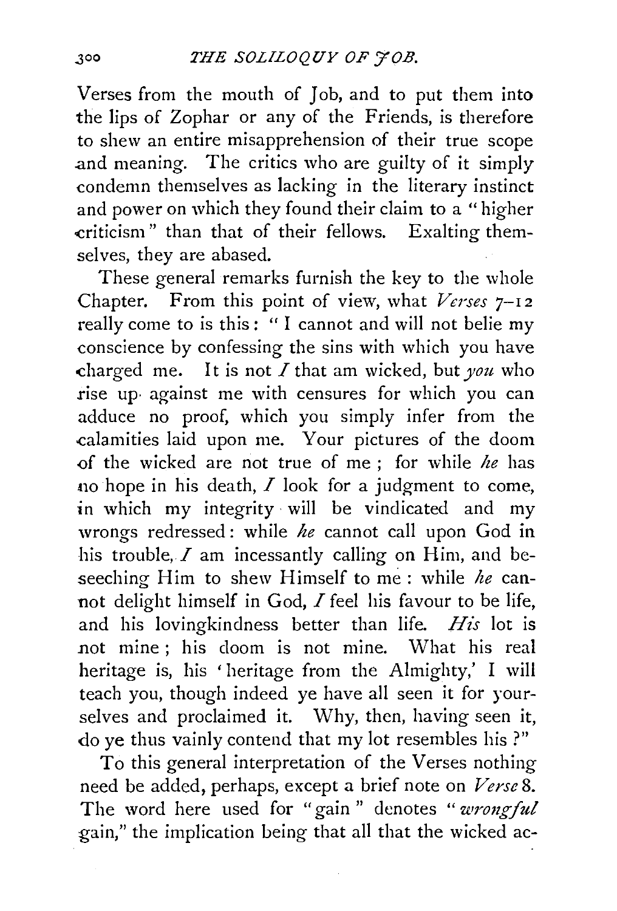Verses from the mouth of Job, and to put them into the lips of Zophar or any of the Friends, is therefore to shew an entire misapprehension of their true scope and meaning. The critics who are guilty of it simply condemn themselves as lacking in the literary instinct and power on which they found their claim to a "higher criticism" than that of their fellows. Exalting themselves, they are abased.

These general remarks furnish the key to the whole Chapter. From this point of view, what *Verses* 7–12 really come to is this: "I cannot and will not belie my conscience by confessing the sins with which you have charged me. It is not *I* that am wicked, but *you* who rise up against me with censures for which you can adduce no proof, which you simply infer from the calamities laid upon me. Your pictures of the doom of the wicked are not true of me; for while *he* has no hope in his death, *I* look for a judgment to come, in which my integrity will be vindicated and my wrongs redressed: while *he* cannot call upon God in his trouble, *I* am incessantly calling on Him, and beseeching Him to shew Himself to me: while *he* cannot delight himself in God, *I* feel his favour to be life, and his lovingkindness better than life. *His* lot is not mine; his doom is not mine. What his real heritage is, his 'heritage from the Almighty,' I will teach you, though indeed ye have all seen it for yourselves and proclaimed it. Why, then, having seen it, do ye thus vainly contend that my lot resembles his?"

To this general interpretation of the Verses nothing need be added, perhaps, except a brief note on *Verse* 8. The word here used for "gain" denotes "*wrongful* gain," the implication being that all that the wicked ac-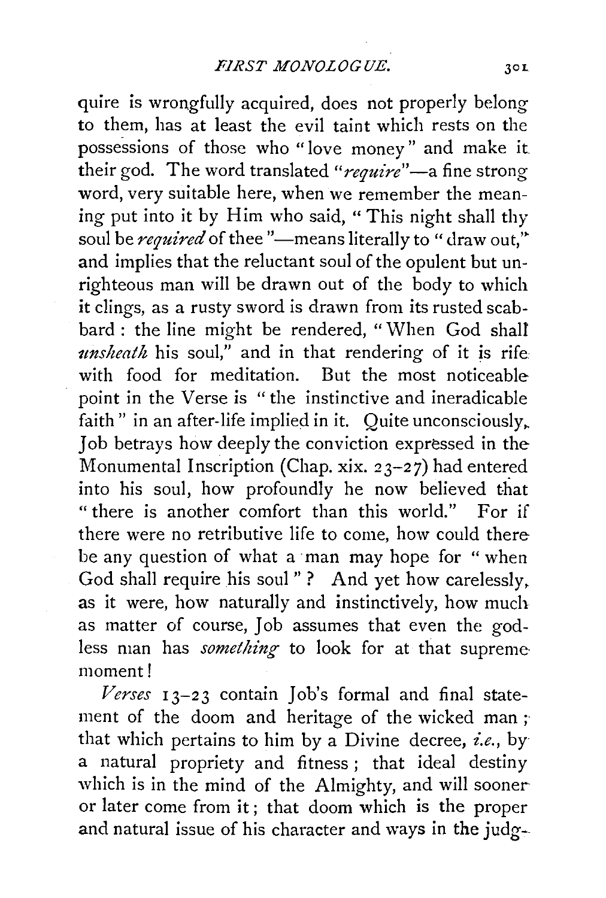quire is wrongfully acquired, does not properly belong to them, has at least the evil taint which rests on the possessions of those who "love money" and make it their god. The word translated "*require*"—a fine strong word, very suitable here, when we remember the meaning put into it by Him who said, "This night shall thy soul be *required* of thee"—means literally to "draw out," and implies that the reluctant soul of the opulent but unrighteous man will be drawn out of the body to which it clings, as a rusty sword is drawn from its rusted scabbard: the line might be rendered, "When God shall *unsheath* his soul," and in that rendering of it is rife with food for meditation. But the most noticeable point in the Verse is "the instinctive and ineradicable faith" in an after-life implied in it. Quite unconsciously, Job betrays how deeply the conviction expressed in the Monumental Inscription (Chap. xix. 23–27) had entered into his soul, how profoundly he now believed that "there is another comfort than this world." For if there were no retributive life to come, how could there be any question of what a man may hope for "when God shall require his soul"? And yet how carelessly, as it were, how naturally and instinctively, how much as matter of course, Job assumes that even the godless man has *something* to look for at that supreme moment!

*Verses* 13–23 contain Job's formal and final statement of the doom and heritage of the wicked man; that which pertains to him by a Divine decree, *i.e.*, by a natural propriety and fitness; that ideal destiny which is in the mind of the Almighty, and will sooner or later come from it; that doom which is the proper and natural issue of his character and ways in the judg-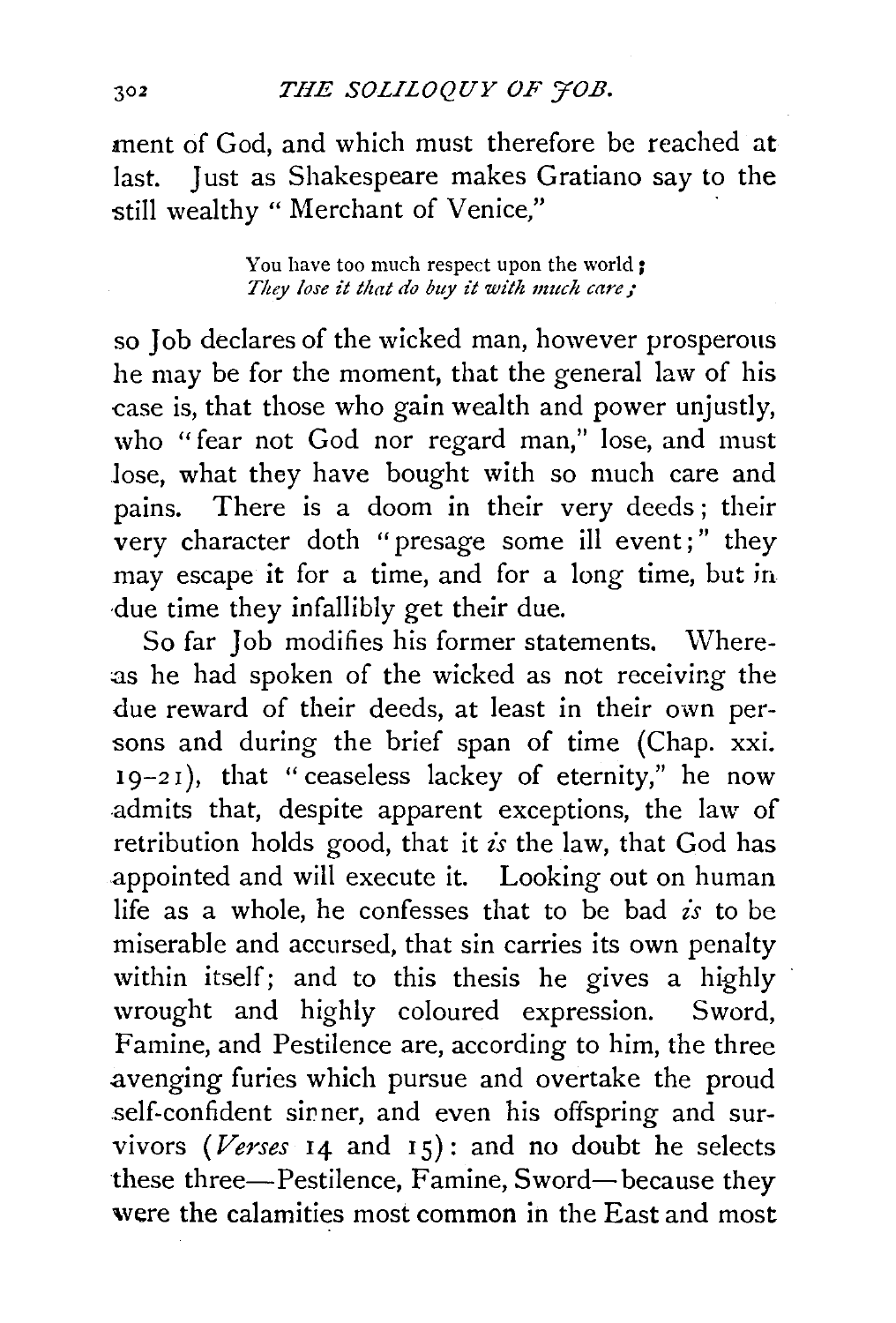ment of God, and which must therefore be reached at last. Just as Shakespeare makes Gratiano say to the still wealthy "Merchant of Venice,"

> You have too much respect upon the world;
> *They lose it that do buy it with much care;*

so Job declares of the wicked man, however prosperous he may be for the moment, that the general law of his case is, that those who gain wealth and power unjustly, who "fear not God nor regard man," lose, and must lose, what they have bought with so much care and pains. There is a doom in their very deeds; their very character doth "presage some ill event;" they may escape it for a time, and for a long time, but in due time they infallibly get their due.

So far Job modifies his former statements. Whereas he had spoken of the wicked as not receiving the due reward of their deeds, at least in their own persons and during the brief span of time (Chap. xxi. 19-21), that "ceaseless lackey of eternity," he now admits that, despite apparent exceptions, the law of retribution holds good, that it *is* the law, that God has appointed and will execute it. Looking out on human life as a whole, he confesses that to be bad *is* to be miserable and accursed, that sin carries its own penalty within itself; and to this thesis he gives a highly wrought and highly coloured expression. Sword, Famine, and Pestilence are, according to him, the three avenging furies which pursue and overtake the proud self-confident sinner, and even his offspring and survivors (*Verses* 14 and 15): and no doubt he selects these three—Pestilence, Famine, Sword—because they were the calamities most common in the East and most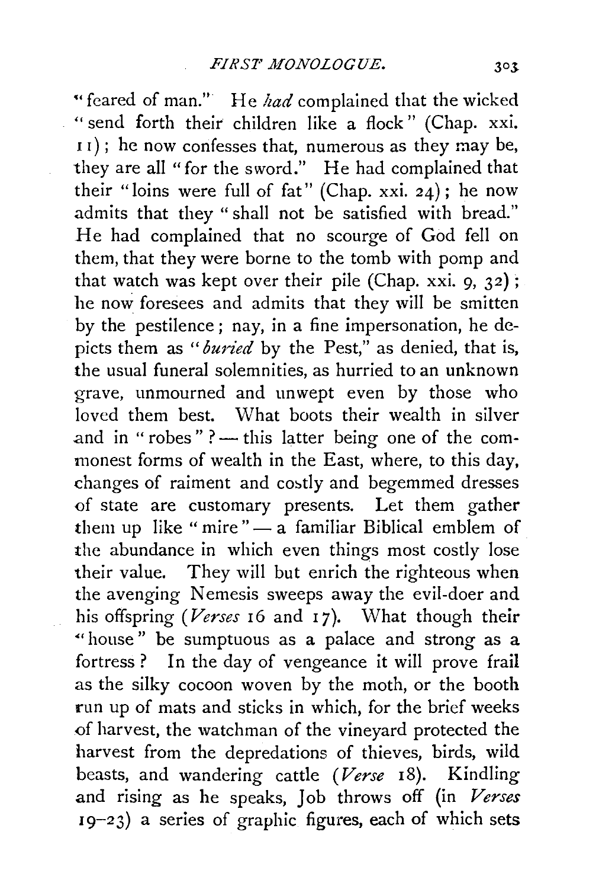"feared of man." He *had* complained that the wicked "send forth their children like a flock" (Chap. xxi. 11); he now confesses that, numerous as they may be, they are all "for the sword." He had complained that their "loins were full of fat" (Chap. xxi. 24); he now admits that they "shall not be satisfied with bread." He had complained that no scourge of God fell on them, that they were borne to the tomb with pomp and that watch was kept over their pile (Chap. xxi. 9, 32); he now foresees and admits that they will be smitten by the pestilence; nay, in a fine impersonation, he depicts them as "*buried* by the Pest," as denied, that is, the usual funeral solemnities, as hurried to an unknown grave, unmourned and unwept even by those who loved them best. What boots their wealth in silver and in "robes"? — this latter being one of the commonest forms of wealth in the East, where, to this day, changes of raiment and costly and begemmed dresses of state are customary presents. Let them gather them up like "mire" — a familiar Biblical emblem of the abundance in which even things most costly lose their value. They will but enrich the righteous when the avenging Nemesis sweeps away the evil-doer and his offspring (*Verses* 16 and 17). What though their "house" be sumptuous as a palace and strong as a fortress? In the day of vengeance it will prove frail as the silky cocoon woven by the moth, or the booth run up of mats and sticks in which, for the brief weeks of harvest, the watchman of the vineyard protected the harvest from the depredations of thieves, birds, wild beasts, and wandering cattle (*Verse* 18). Kindling and rising as he speaks, Job throws off (in *Verses* 19–23) a series of graphic figures, each of which sets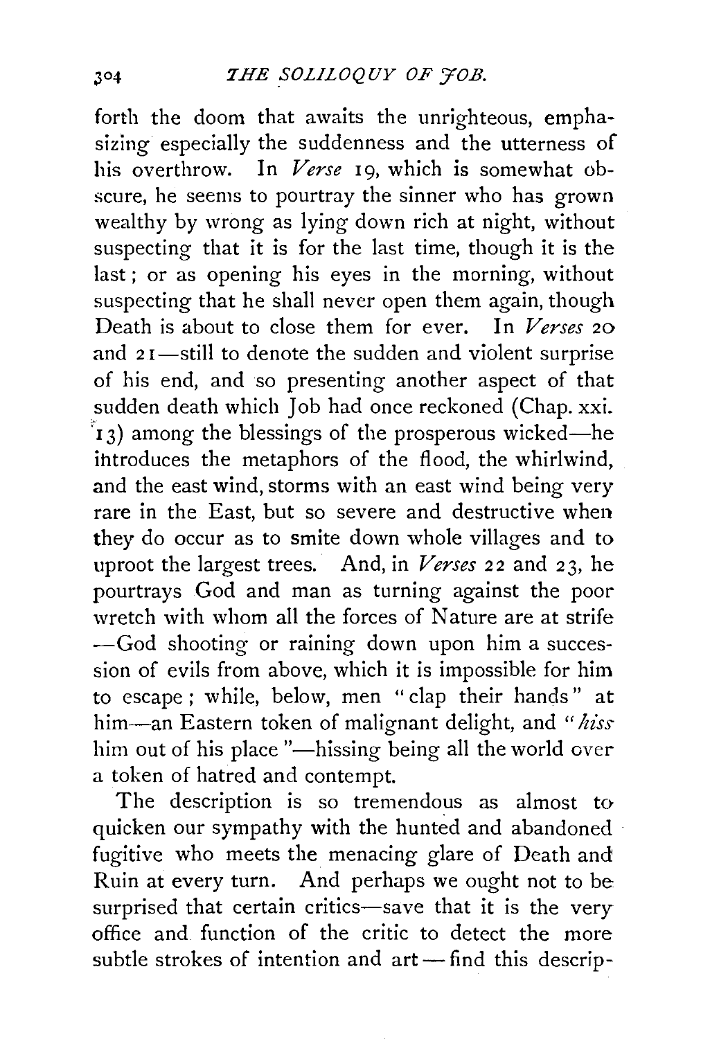forth the doom that awaits the unrighteous, emphasizing especially the suddenness and the utterness of his overthrow. In *Verse* 19, which is somewhat obscure, he seems to pourtray the sinner who has grown wealthy by wrong as lying down rich at night, without suspecting that it is for the last time, though it is the last; or as opening his eyes in the morning, without suspecting that he shall never open them again, though Death is about to close them for ever. In *Verses* 20 and 21—still to denote the sudden and violent surprise of his end, and so presenting another aspect of that sudden death which Job had once reckoned (Chap. xxi. 13) among the blessings of the prosperous wicked—he introduces the metaphors of the flood, the whirlwind, and the east wind, storms with an east wind being very rare in the East, but so severe and destructive when they do occur as to smite down whole villages and to uproot the largest trees. And, in *Verses* 22 and 23, he pourtrays God and man as turning against the poor wretch with whom all the forces of Nature are at strife —God shooting or raining down upon him a succession of evils from above, which it is impossible for him to escape; while, below, men "clap their hands" at him—an Eastern token of malignant delight, and "*hiss* him out of his place"—hissing being all the world over a token of hatred and contempt.

The description is so tremendous as almost to quicken our sympathy with the hunted and abandoned fugitive who meets the menacing glare of Death and Ruin at every turn. And perhaps we ought not to be surprised that certain critics—save that it is the very office and function of the critic to detect the more subtle strokes of intention and art—find this descrip-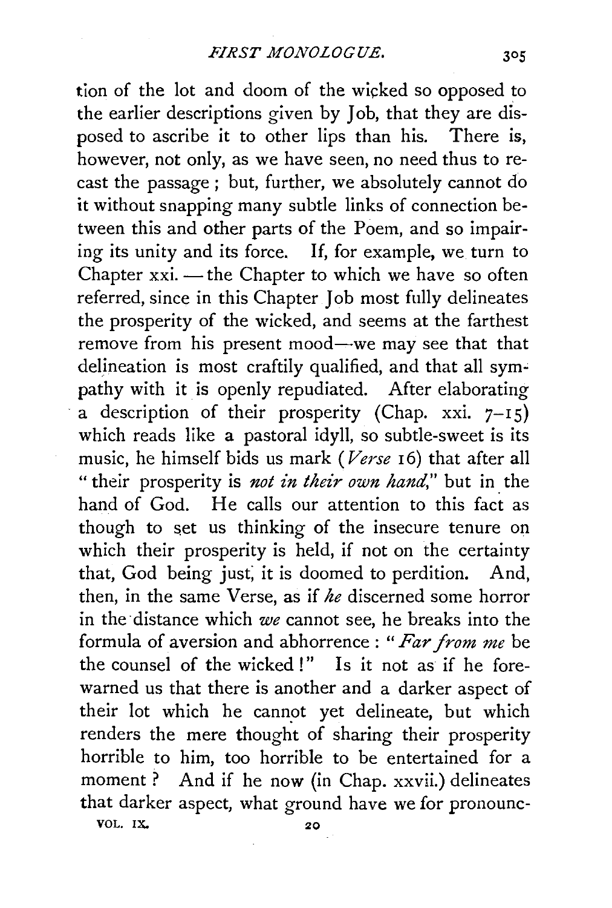tion of the lot and doom of the wicked so opposed to the earlier descriptions given by Job, that they are disposed to ascribe it to other lips than his. There is, however, not only, as we have seen, no need thus to recast the passage; but, further, we absolutely cannot do it without snapping many subtle links of connection between this and other parts of the Poem, and so impairing its unity and its force. If, for example, we turn to Chapter xxi. — the Chapter to which we have so often referred, since in this Chapter Job most fully delineates the prosperity of the wicked, and seems at the farthest remove from his present mood—we may see that that delineation is most craftily qualified, and that all sympathy with it is openly repudiated. After elaborating a description of their prosperity (Chap. xxi. 7–15) which reads like a pastoral idyll, so subtle-sweet is its music, he himself bids us mark (*Verse* 16) that after all "their prosperity is *not in their own hand*," but in the hand of God. He calls our attention to this fact as though to set us thinking of the insecure tenure on which their prosperity is held, if not on the certainty that, God being just, it is doomed to perdition. And, then, in the same Verse, as if *he* discerned some horror in the distance which *we* cannot see, he breaks into the formula of aversion and abhorrence: "*Far from me* be the counsel of the wicked!" Is it not as if he forewarned us that there is another and a darker aspect of their lot which he cannot yet delineate, but which renders the mere thought of sharing their prosperity horrible to him, too horrible to be entertained for a moment? And if he now (in Chap. xxvii.) delineates that darker aspect, what ground have we for pronounc-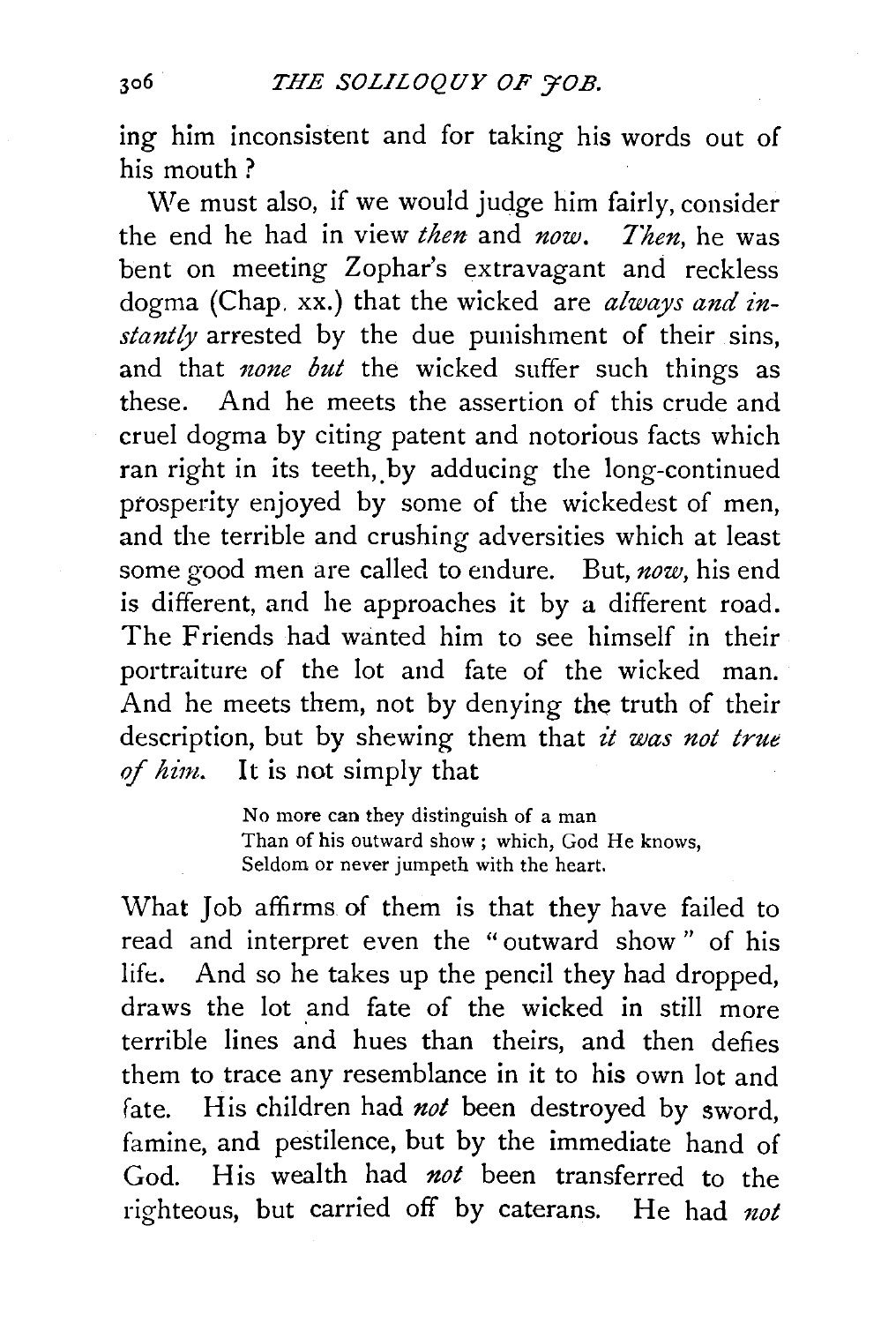ing him inconsistent and for taking his words out of his mouth?

We must also, if we would judge him fairly, consider the end he had in view *then* and *now*. *Then*, he was bent on meeting Zophar's extravagant and reckless dogma (Chap. xx.) that the wicked are *always and instantly* arrested by the due punishment of their sins, and that *none but* the wicked suffer such things as these. And he meets the assertion of this crude and cruel dogma by citing patent and notorious facts which ran right in its teeth, by adducing the long-continued prosperity enjoyed by some of the wickedest of men, and the terrible and crushing adversities which at least some good men are called to endure. But, *now*, his end is different, and he approaches it by a different road. The Friends had wanted him to see himself in their portraiture of the lot and fate of the wicked man. And he meets them, not by denying the truth of their description, but by shewing them that *it was not true of him*. It is not simply that

> No more can they distinguish of a man
> Than of his outward show ; which, God He knows,
> Seldom or never jumpeth with the heart.

What Job affirms of them is that they have failed to read and interpret even the "outward show" of his life. And so he takes up the pencil they had dropped, draws the lot and fate of the wicked in still more terrible lines and hues than theirs, and then defies them to trace any resemblance in it to his own lot and fate. His children had *not* been destroyed by sword, famine, and pestilence, but by the immediate hand of God. His wealth had *not* been transferred to the righteous, but carried off by caterans. He had *not*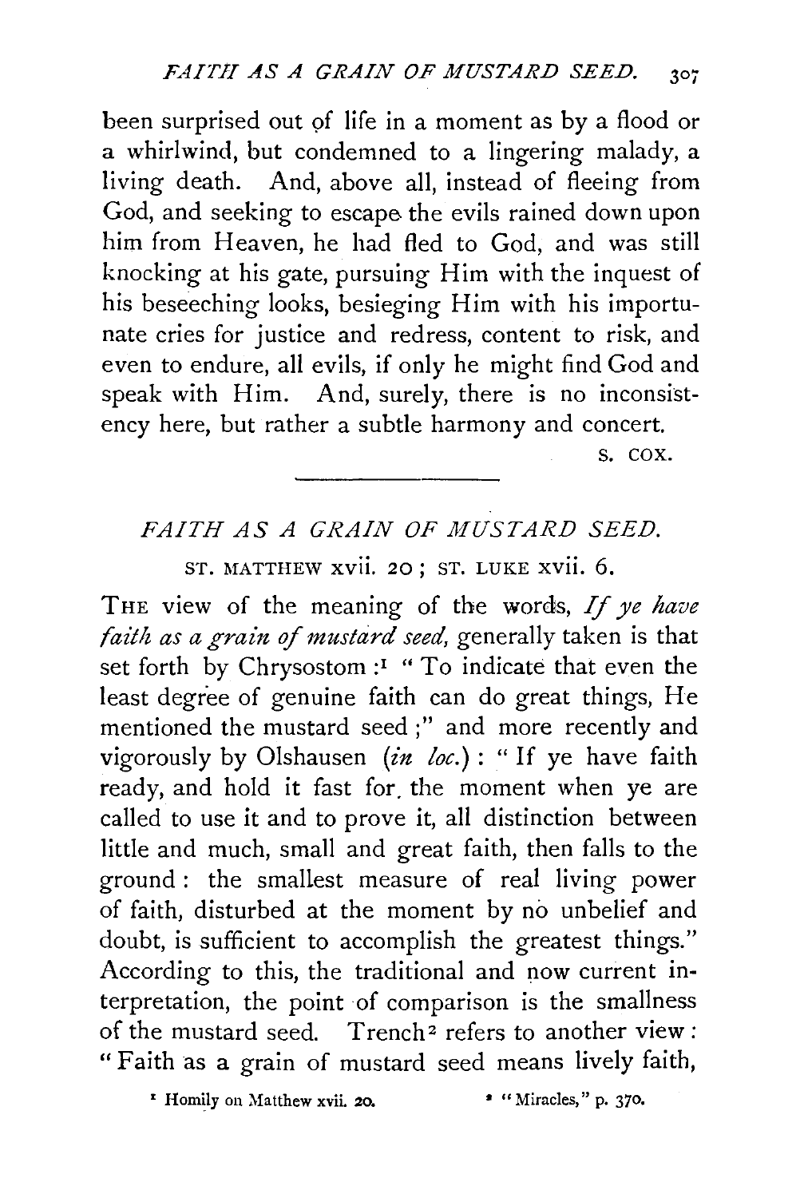been surprised out of life in a moment as by a flood or a whirlwind, but condemned to a lingering malady, a living death. And, above all, instead of fleeing from God, and seeking to escape the evils rained down upon him from Heaven, he had fled to God, and was still knocking at his gate, pursuing Him with the inquest of his beseeching looks, besieging Him with his importunate cries for justice and redress, content to risk, and even to endure, all evils, if only he might find God and speak with Him. And, surely, there is no inconsistency here, but rather a subtle harmony and concert.

S. COX.

---

## *FAITH AS A GRAIN OF MUSTARD SEED.*

ST. MATTHEW xvii. 20; ST. LUKE xvii. 6.

THE view of the meaning of the words, *If ye have faith as a grain of mustard seed,* generally taken is that set forth by Chrysostom:[1] "To indicate that even the least degree of genuine faith can do great things, He mentioned the mustard seed;" and more recently and vigorously by Olshausen (*in loc.*): "If ye have faith ready, and hold it fast for the moment when ye are called to use it and to prove it, all distinction between little and much, small and great faith, then falls to the ground: the smallest measure of real living power of faith, disturbed at the moment by no unbelief and doubt, is sufficient to accomplish the greatest things." According to this, the traditional and now current interpretation, the point of comparison is the smallness of the mustard seed. Trench[2] refers to another view: "Faith as a grain of mustard seed means lively faith,

[1] Homily on Matthew xvii. 20.

[2] "Miracles," p. 370.